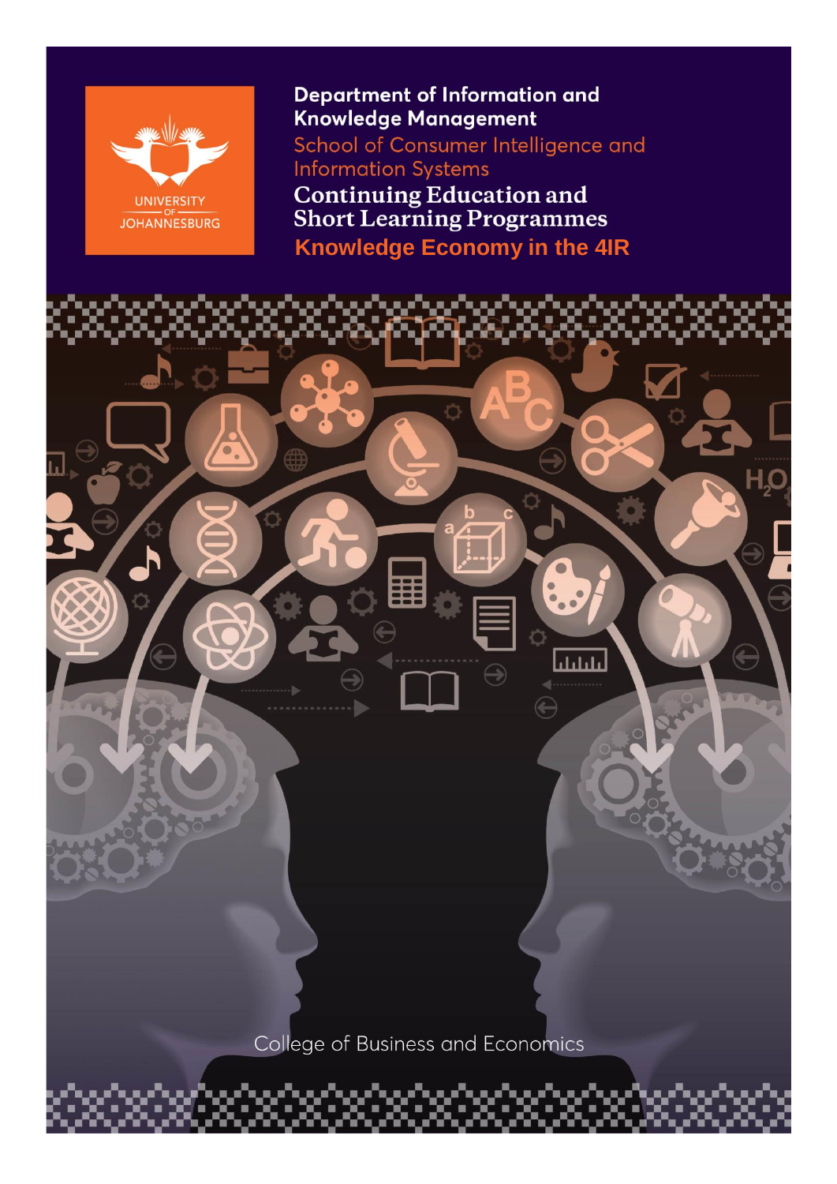UNIVERSITY OF JOHANNESBURG

**Department of Information and Knowledge Management**

School of Consumer Intelligence and Information Systems

# Continuing Education and Short Learning Programmes

## Knowledge Economy in the 4IR

College of Business and Economics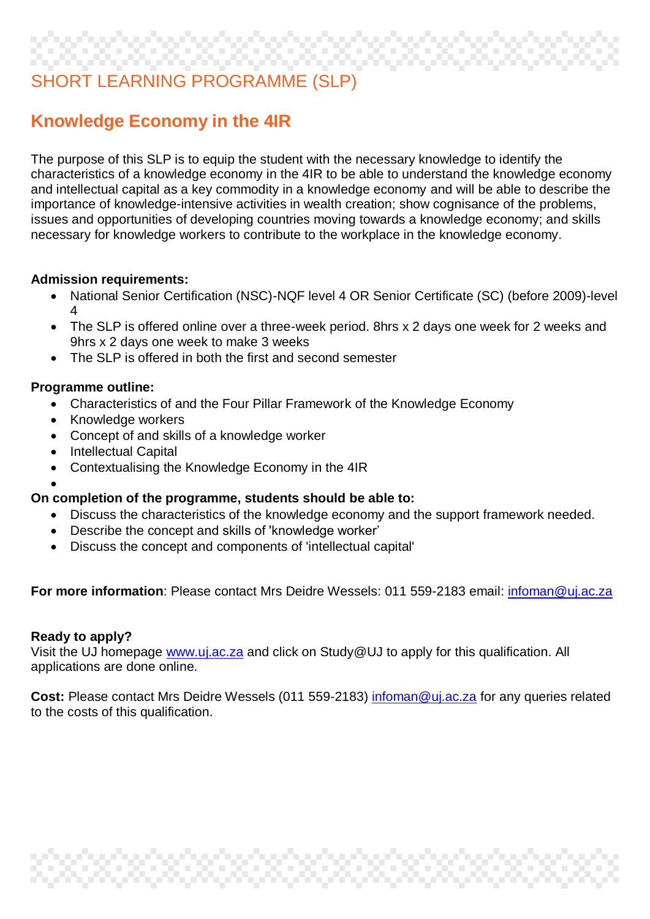# SHORT LEARNING PROGRAMME (SLP)

## Knowledge Economy in the 4IR

The purpose of this SLP is to equip the student with the necessary knowledge to identify the characteristics of a knowledge economy in the 4IR to be able to understand the knowledge economy and intellectual capital as a key commodity in a knowledge economy and will be able to describe the importance of knowledge-intensive activities in wealth creation; show cognisance of the problems, issues and opportunities of developing countries moving towards a knowledge economy; and skills necessary for knowledge workers to contribute to the workplace in the knowledge economy.

**Admission requirements:**

- National Senior Certification (NSC)-NQF level 4 OR Senior Certificate (SC) (before 2009)-level 4
- The SLP is offered online over a three-week period. 8hrs x 2 days one week for 2 weeks and 9hrs x 2 days one week to make 3 weeks
- The SLP is offered in both the first and second semester

**Programme outline:**

- Characteristics of and the Four Pillar Framework of the Knowledge Economy
- Knowledge workers
- Concept of and skills of a knowledge worker
- Intellectual Capital
- Contextualising the Knowledge Economy in the 4IR

**On completion of the programme, students should be able to:**

- Discuss the characteristics of the knowledge economy and the support framework needed.
- Describe the concept and skills of 'knowledge worker'
- Discuss the concept and components of 'intellectual capital'

**For more information**: Please contact Mrs Deidre Wessels: 011 559-2183 email: infoman@uj.ac.za

**Ready to apply?**
Visit the UJ homepage www.uj.ac.za and click on Study@UJ to apply for this qualification. All applications are done online.

**Cost:** Please contact Mrs Deidre Wessels (011 559-2183) infoman@uj.ac.za for any queries related to the costs of this qualification.